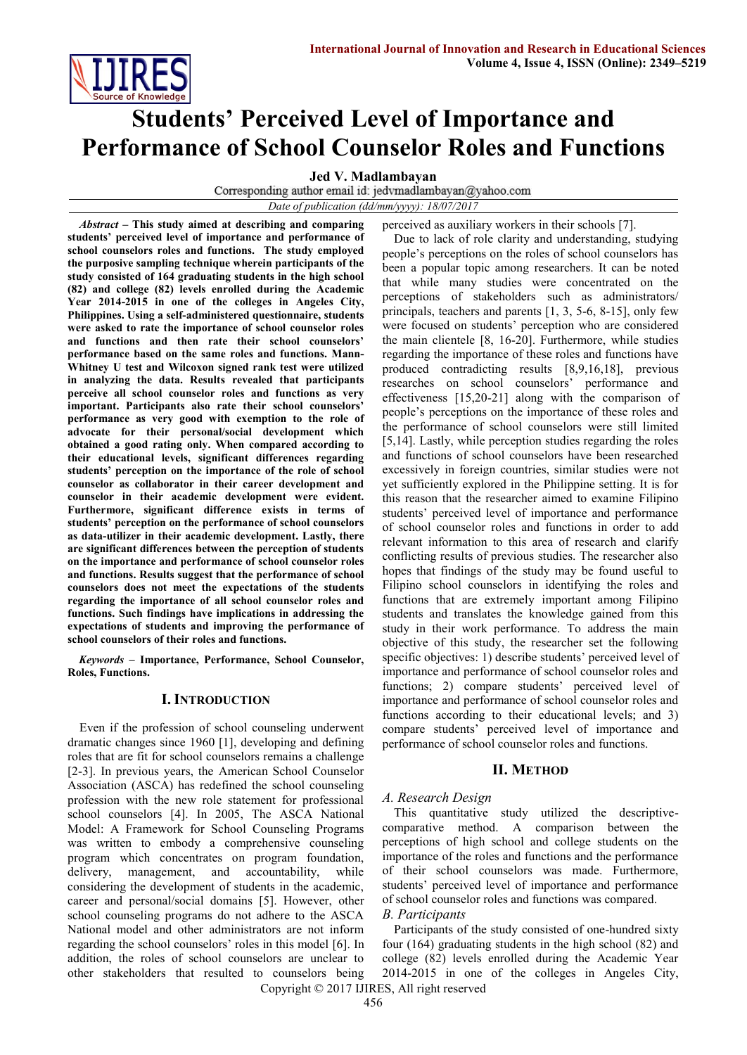# Students' Perceived Level of Importance and Performance of School Counselor Roles and Functions

**Jed V. Madlambayan**

Corresponding author email id: jedvmadlambayan@yahoo.com

*Date of publication (dd/mm/yyyy): 18/07/2017*

***Abstract* – This study aimed at describing and comparing students' perceived level of importance and performance of school counselors roles and functions. The study employed the purposive sampling technique wherein participants of the study consisted of 164 graduating students in the high school (82) and college (82) levels enrolled during the Academic Year 2014-2015 in one of the colleges in Angeles City, Philippines. Using a self-administered questionnaire, students were asked to rate the importance of school counselor roles and functions and then rate their school counselors' performance based on the same roles and functions. Mann-Whitney U test and Wilcoxon signed rank test were utilized in analyzing the data. Results revealed that participants perceive all school counselor roles and functions as very important. Participants also rate their school counselors' performance as very good with exemption to the role of advocate for their personal/social development which obtained a good rating only. When compared according to their educational levels, significant differences regarding students' perception on the importance of the role of school counselor as collaborator in their career development and counselor in their academic development were evident. Furthermore, significant difference exists in terms of students' perception on the performance of school counselors as data-utilizer in their academic development. Lastly, there are significant differences between the perception of students on the importance and performance of school counselor roles and functions. Results suggest that the performance of school counselors does not meet the expectations of the students regarding the importance of all school counselor roles and functions. Such findings have implications in addressing the expectations of students and improving the performance of school counselors of their roles and functions.**

***Keywords* – Importance, Performance, School Counselor, Roles, Functions.**

## I. Introduction

Even if the profession of school counseling underwent dramatic changes since 1960 [1], developing and defining roles that are fit for school counselors remains a challenge [2-3]. In previous years, the American School Counselor Association (ASCA) has redefined the school counseling profession with the new role statement for professional school counselors [4]. In 2005, The ASCA National Model: A Framework for School Counseling Programs was written to embody a comprehensive counseling program which concentrates on program foundation, delivery, management, and accountability, while considering the development of students in the academic, career and personal/social domains [5]. However, other school counseling programs do not adhere to the ASCA National model and other administrators are not inform regarding the school counselors' roles in this model [6]. In addition, the roles of school counselors are unclear to other stakeholders that resulted to counselors being perceived as auxiliary workers in their schools [7].

Due to lack of role clarity and understanding, studying people's perceptions on the roles of school counselors has been a popular topic among researchers. It can be noted that while many studies were concentrated on the perceptions of stakeholders such as administrators/ principals, teachers and parents [1, 3, 5-6, 8-15], only few were focused on students' perception who are considered the main clientele [8, 16-20]. Furthermore, while studies regarding the importance of these roles and functions have produced contradicting results [8,9,16,18], previous researches on school counselors' performance and effectiveness [15,20-21] along with the comparison of people's perceptions on the importance of these roles and the performance of school counselors were still limited [5,14]. Lastly, while perception studies regarding the roles and functions of school counselors have been researched excessively in foreign countries, similar studies were not yet sufficiently explored in the Philippine setting. It is for this reason that the researcher aimed to examine Filipino students' perceived level of importance and performance of school counselor roles and functions in order to add relevant information to this area of research and clarify conflicting results of previous studies. The researcher also hopes that findings of the study may be found useful to Filipino school counselors in identifying the roles and functions that are extremely important among Filipino students and translates the knowledge gained from this study in their work performance. To address the main objective of this study, the researcher set the following specific objectives: 1) describe students' perceived level of importance and performance of school counselor roles and functions; 2) compare students' perceived level of importance and performance of school counselor roles and functions according to their educational levels; and 3) compare students' perceived level of importance and performance of school counselor roles and functions.

## II. Method

### *A. Research Design*

This quantitative study utilized the descriptive-comparative method. A comparison between the perceptions of high school and college students on the importance of the roles and functions and the performance of their school counselors was made. Furthermore, students' perceived level of importance and performance of school counselor roles and functions was compared.

### *B. Participants*

Participants of the study consisted of one-hundred sixty four (164) graduating students in the high school (82) and college (82) levels enrolled during the Academic Year 2014-2015 in one of the colleges in Angeles City,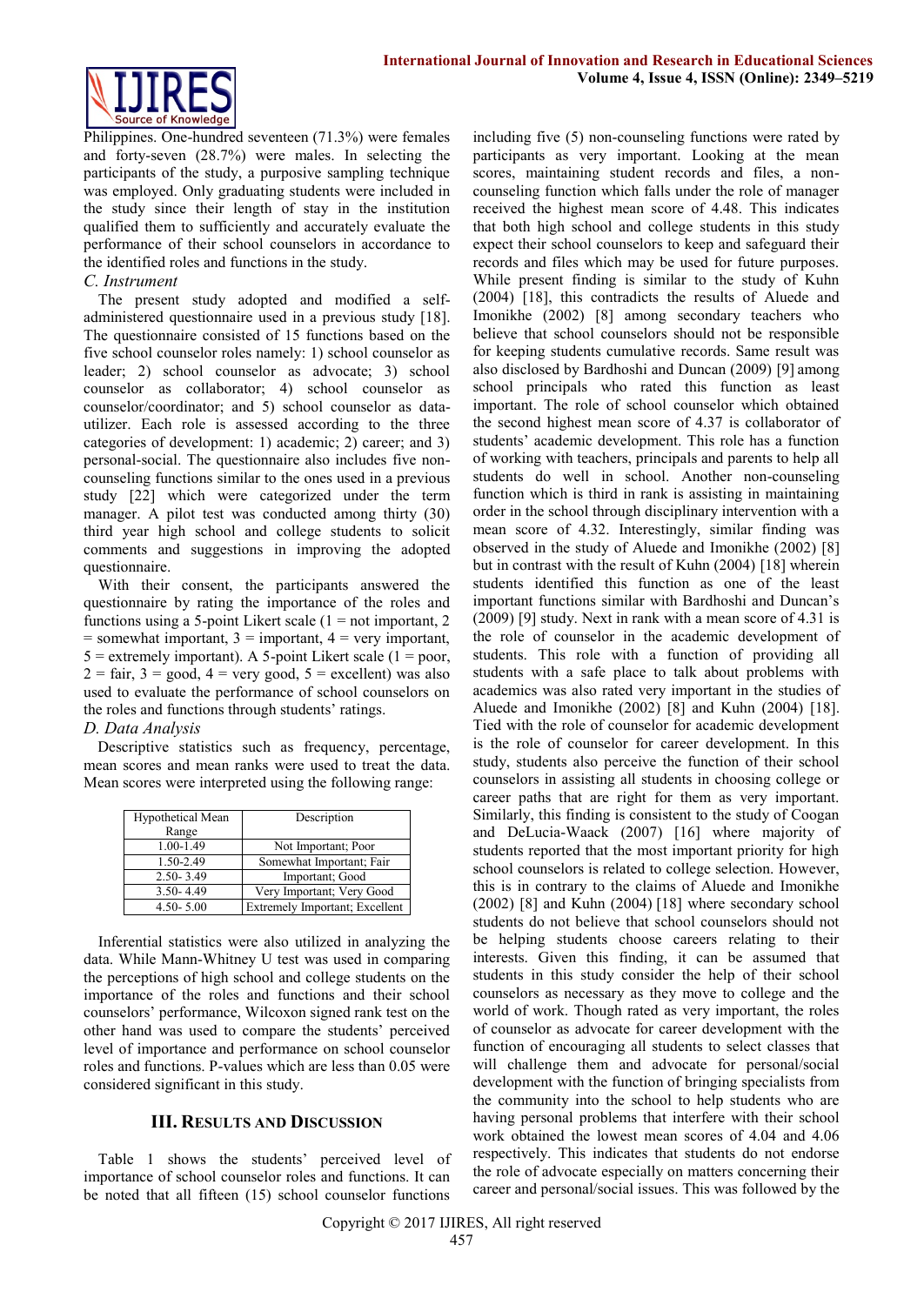Philippines. One-hundred seventeen (71.3%) were females and forty-seven (28.7%) were males. In selecting the participants of the study, a purposive sampling technique was employed. Only graduating students were included in the study since their length of stay in the institution qualified them to sufficiently and accurately evaluate the performance of their school counselors in accordance to the identified roles and functions in the study.

### *C. Instrument*

The present study adopted and modified a self-administered questionnaire used in a previous study [18]. The questionnaire consisted of 15 functions based on the five school counselor roles namely: 1) school counselor as leader; 2) school counselor as advocate; 3) school counselor as collaborator; 4) school counselor as counselor/coordinator; and 5) school counselor as data-utilizer. Each role is assessed according to the three categories of development: 1) academic; 2) career; and 3) personal-social. The questionnaire also includes five non-counseling functions similar to the ones used in a previous study [22] which were categorized under the term manager. A pilot test was conducted among thirty (30) third year high school and college students to solicit comments and suggestions in improving the adopted questionnaire.

With their consent, the participants answered the questionnaire by rating the importance of the roles and functions using a 5-point Likert scale (1 = not important, 2 = somewhat important, 3 = important, 4 = very important, 5 = extremely important). A 5-point Likert scale (1 = poor, 2 = fair, 3 = good, 4 = very good, 5 = excellent) was also used to evaluate the performance of school counselors on the roles and functions through students' ratings.

### *D. Data Analysis*

Descriptive statistics such as frequency, percentage, mean scores and mean ranks were used to treat the data. Mean scores were interpreted using the following range:

| Hypothetical Mean Range | Description |
|---|---|
| 1.00-1.49 | Not Important; Poor |
| 1.50-2.49 | Somewhat Important; Fair |
| 2.50- 3.49 | Important; Good |
| 3.50- 4.49 | Very Important; Very Good |
| 4.50- 5.00 | Extremely Important; Excellent |

Inferential statistics were also utilized in analyzing the data. While Mann-Whitney U test was used in comparing the perceptions of high school and college students on the importance of the roles and functions and their school counselors' performance, Wilcoxon signed rank test on the other hand was used to compare the students' perceived level of importance and performance on school counselor roles and functions. P-values which are less than 0.05 were considered significant in this study.

## III. Results and Discussion

Table 1 shows the students' perceived level of importance of school counselor roles and functions. It can be noted that all fifteen (15) school counselor functions including five (5) non-counseling functions were rated by participants as very important. Looking at the mean scores, maintaining student records and files, a non-counseling function which falls under the role of manager received the highest mean score of 4.48. This indicates that both high school and college students in this study expect their school counselors to keep and safeguard their records and files which may be used for future purposes. While present finding is similar to the study of Kuhn (2004) [18], this contradicts the results of Aluede and Imonikhe (2002) [8] among secondary teachers who believe that school counselors should not be responsible for keeping students cumulative records. Same result was also disclosed by Bardhoshi and Duncan (2009) [9] among school principals who rated this function as least important. The role of school counselor which obtained the second highest mean score of 4.37 is collaborator of students' academic development. This role has a function of working with teachers, principals and parents to help all students do well in school. Another non-counseling function which is third in rank is assisting in maintaining order in the school through disciplinary intervention with a mean score of 4.32. Interestingly, similar finding was observed in the study of Aluede and Imonikhe (2002) [8] but in contrast with the result of Kuhn (2004) [18] wherein students identified this function as one of the least important functions similar with Bardhoshi and Duncan's (2009) [9] study. Next in rank with a mean score of 4.31 is the role of counselor in the academic development of students. This role with a function of providing all students with a safe place to talk about problems with academics was also rated very important in the studies of Aluede and Imonikhe (2002) [8] and Kuhn (2004) [18]. Tied with the role of counselor for academic development is the role of counselor for career development. In this study, students also perceive the function of their school counselors in assisting all students in choosing college or career paths that are right for them as very important. Similarly, this finding is consistent to the study of Coogan and DeLucia-Waack (2007) [16] where majority of students reported that the most important priority for high school counselors is related to college selection. However, this is in contrary to the claims of Aluede and Imonikhe (2002) [8] and Kuhn (2004) [18] where secondary school students do not believe that school counselors should not be helping students choose careers relating to their interests. Given this finding, it can be assumed that students in this study consider the help of their school counselors as necessary as they move to college and the world of work. Though rated as very important, the roles of counselor as advocate for career development with the function of encouraging all students to select classes that will challenge them and advocate for personal/social development with the function of bringing specialists from the community into the school to help students who are having personal problems that interfere with their school work obtained the lowest mean scores of 4.04 and 4.06 respectively. This indicates that students do not endorse the role of advocate especially on matters concerning their career and personal/social issues. This was followed by the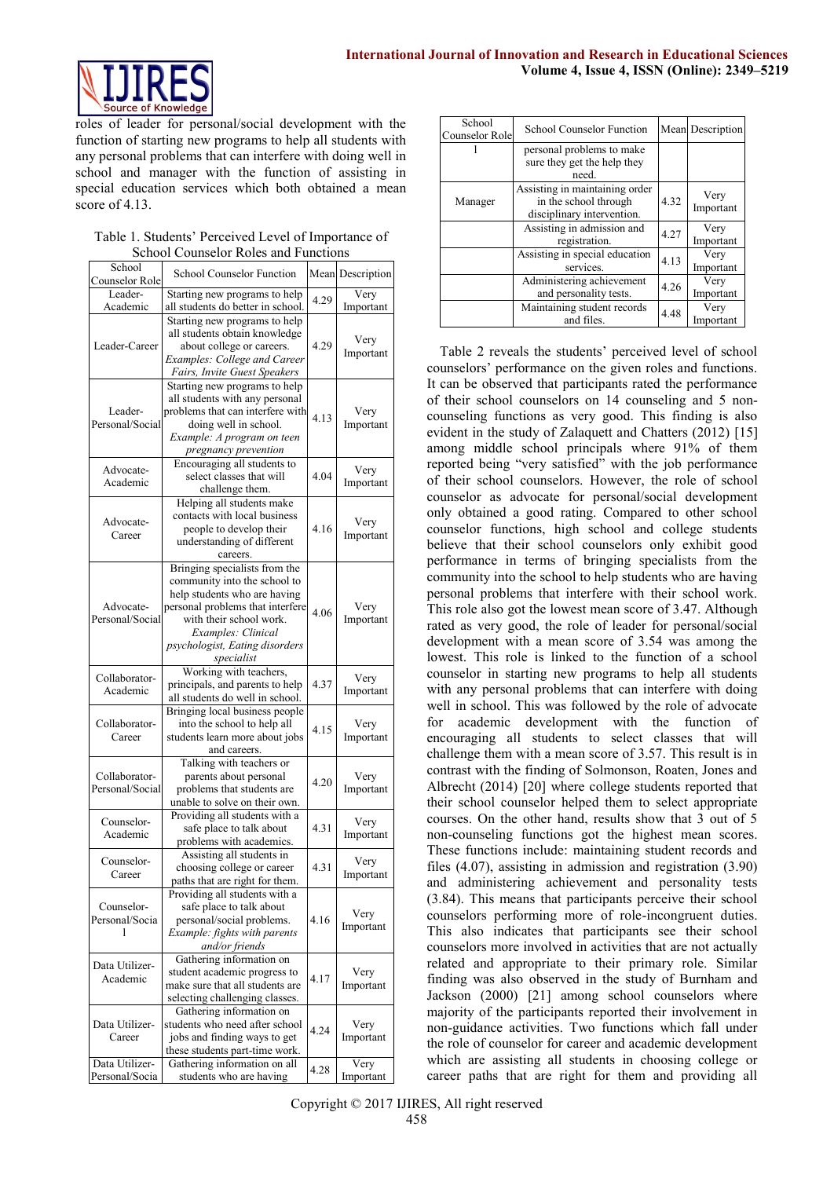roles of leader for personal/social development with the function of starting new programs to help all students with any personal problems that can interfere with doing well in school and manager with the function of assisting in special education services which both obtained a mean score of 4.13.

Table 1. Students' Perceived Level of Importance of School Counselor Roles and Functions

| School Counselor Role | School Counselor Function | Mean | Description |
|---|---|---|---|
| Leader-Academic | Starting new programs to help all students do better in school. | 4.29 | Very Important |
| Leader-Career | Starting new programs to help all students obtain knowledge about college or careers. *Examples: College and Career Fairs, Invite Guest Speakers* | 4.29 | Very Important |
| Leader-Personal/Social | Starting new programs to help all students with any personal problems that can interfere with doing well in school. *Example: A program on teen pregnancy prevention* | 4.13 | Very Important |
| Advocate-Academic | Encouraging all students to select classes that will challenge them. | 4.04 | Very Important |
| Advocate-Career | Helping all students make contacts with local business people to develop their understanding of different careers. | 4.16 | Very Important |
| Advocate-Personal/Social | Bringing specialists from the community into the school to help students who are having personal problems that interfere with their school work. *Examples: Clinical psychologist, Eating disorders specialist* | 4.06 | Very Important |
| Collaborator-Academic | Working with teachers, principals, and parents to help all students do well in school. | 4.37 | Very Important |
| Collaborator-Career | Bringing local business people into the school to help all students learn more about jobs and careers. | 4.15 | Very Important |
| Collaborator-Personal/Social | Talking with teachers or parents about personal problems that students are unable to solve on their own. | 4.20 | Very Important |
| Counselor-Academic | Providing all students with a safe place to talk about problems with academics. | 4.31 | Very Important |
| Counselor-Career | Assisting all students in choosing college or career paths that are right for them. | 4.31 | Very Important |
| Counselor-Personal/Social | Providing all students with a safe place to talk about personal/social problems. *Example: fights with parents and/or friends* | 4.16 | Very Important |
| Data Utilizer-Academic | Gathering information on student academic progress to make sure that all students are selecting challenging classes. | 4.17 | Very Important |
| Data Utilizer-Career | Gathering information on students who need after school jobs and finding ways to get these students part-time work. | 4.24 | Very Important |
| Data Utilizer-Personal/Social | Gathering information on all students who are having personal problems to make sure they get the help they need. | 4.28 | Very Important |
| Manager | Assisting in maintaining order in the school through disciplinary intervention. | 4.32 | Very Important |
| | Assisting in admission and registration. | 4.27 | Very Important |
| | Assisting in special education services. | 4.13 | Very Important |
| | Administering achievement and personality tests. | 4.26 | Very Important |
| | Maintaining student records and files. | 4.48 | Very Important |

Table 2 reveals the students' perceived level of school counselors' performance on the given roles and functions. It can be observed that participants rated the performance of their school counselors on 14 counseling and 5 non-counseling functions as very good. This finding is also evident in the study of Zalaquett and Chatters (2012) [15] among middle school principals where 91% of them reported being "very satisfied" with the job performance of their school counselors. However, the role of school counselor as advocate for personal/social development only obtained a good rating. Compared to other school counselor functions, high school and college students believe that their school counselors only exhibit good performance in terms of bringing specialists from the community into the school to help students who are having personal problems that interfere with their school work. This role also got the lowest mean score of 3.47. Although rated as very good, the role of leader for personal/social development with a mean score of 3.54 was among the lowest. This role is linked to the function of a school counselor in starting new programs to help all students with any personal problems that can interfere with doing well in school. This was followed by the role of advocate for academic development with the function of encouraging all students to select classes that will challenge them with a mean score of 3.57. This result is in contrast with the finding of Solmonson, Roaten, Jones and Albrecht (2014) [20] where college students reported that their school counselor helped them to select appropriate courses. On the other hand, results show that 3 out of 5 non-counseling functions got the highest mean scores. These functions include: maintaining student records and files (4.07), assisting in admission and registration (3.90) and administering achievement and personality tests (3.84). This means that participants perceive their school counselors performing more of role-incongruent duties. This also indicates that participants see their school counselors more involved in activities that are not actually related and appropriate to their primary role. Similar finding was also observed in the study of Burnham and Jackson (2000) [21] among school counselors where majority of the participants reported their involvement in non-guidance activities. Two functions which fall under the role of counselor for career and academic development which are assisting all students in choosing college or career paths that are right for them and providing all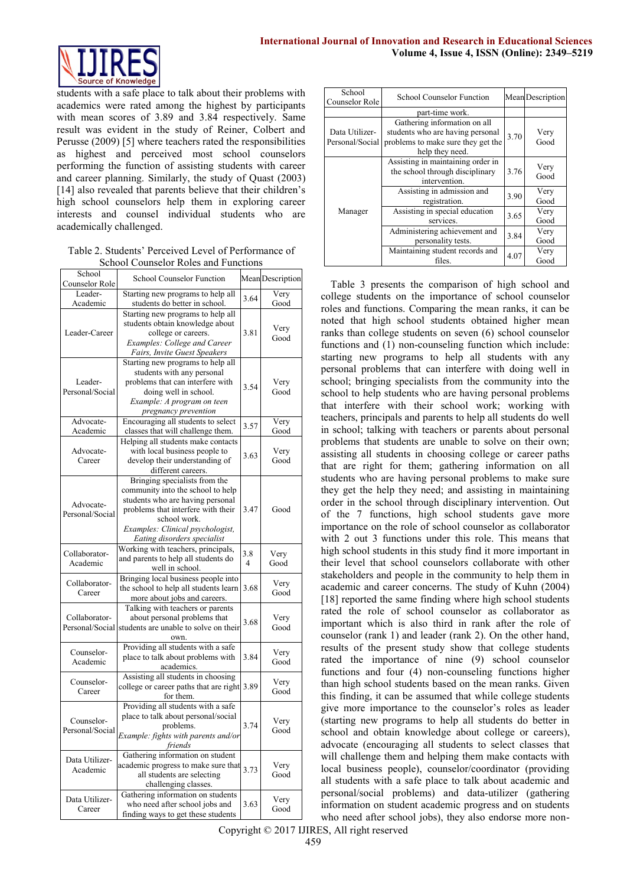students with a safe place to talk about their problems with academics were rated among the highest by participants with mean scores of 3.89 and 3.84 respectively. Same result was evident in the study of Reiner, Colbert and Perusse (2009) [5] where teachers rated the responsibilities as highest and perceived most school counselors performing the function of assisting students with career and career planning. Similarly, the study of Quast (2003) [14] also revealed that parents believe that their children's high school counselors help them in exploring career interests and counsel individual students who are academically challenged.

Table 2. Students' Perceived Level of Performance of School Counselor Roles and Functions

| School Counselor Role | School Counselor Function | Mean | Description |
|---|---|---|---|
| Leader-Academic | Starting new programs to help all students do better in school. | 3.64 | Very Good |
| Leader-Career | Starting new programs to help all students obtain knowledge about college or careers. *Examples: College and Career Fairs, Invite Guest Speakers* | 3.81 | Very Good |
| Leader-Personal/Social | Starting new programs to help all students with any personal problems that can interfere with doing well in school. *Example: A program on teen pregnancy prevention* | 3.54 | Very Good |
| Advocate-Academic | Encouraging all students to select classes that will challenge them. | 3.57 | Very Good |
| Advocate-Career | Helping all students make contacts with local business people to develop their understanding of different careers. | 3.63 | Very Good |
| Advocate-Personal/Social | Bringing specialists from the community into the school to help students who are having personal problems that interfere with their school work. *Examples: Clinical psychologist, Eating disorders specialist* | 3.47 | Good |
| Collaborator-Academic | Working with teachers, principals, and parents to help all students do well in school. | 3.84 | Very Good |
| Collaborator-Career | Bringing local business people into the school to help all students learn more about jobs and careers. | 3.68 | Very Good |
| Collaborator-Personal/Social | Talking with teachers or parents about personal problems that students are unable to solve on their own. | 3.68 | Very Good |
| Counselor-Academic | Providing all students with a safe place to talk about problems with academics. | 3.84 | Very Good |
| Counselor-Career | Assisting all students in choosing college or career paths that are right for them. | 3.89 | Very Good |
| Counselor-Personal/Social | Providing all students with a safe place to talk about personal/social problems. *Example: fights with parents and/or friends* | 3.74 | Very Good |
| Data Utilizer-Academic | Gathering information on student academic progress to make sure that all students are selecting challenging classes. | 3.73 | Very Good |
| Data Utilizer-Career | Gathering information on students who need after school jobs and finding ways to get these students part-time work. | 3.63 | Very Good |
| Data Utilizer-Personal/Social | Gathering information on all students who are having personal problems to make sure they get the help they need. | 3.70 | Very Good |
| Manager | Assisting in maintaining order in the school through disciplinary intervention. | 3.76 | Very Good |
| | Assisting in admission and registration. | 3.90 | Very Good |
| | Assisting in special education services. | 3.65 | Very Good |
| | Administering achievement and personality tests. | 3.84 | Very Good |
| | Maintaining student records and files. | 4.07 | Very Good |

Table 3 presents the comparison of high school and college students on the importance of school counselor roles and functions. Comparing the mean ranks, it can be noted that high school students obtained higher mean ranks than college students on seven (6) school counselor functions and (1) non-counseling function which include: starting new programs to help all students with any personal problems that can interfere with doing well in school; bringing specialists from the community into the school to help students who are having personal problems that interfere with their school work; working with teachers, principals and parents to help all students do well in school; talking with teachers or parents about personal problems that students are unable to solve on their own; assisting all students in choosing college or career paths that are right for them; gathering information on all students who are having personal problems to make sure they get the help they need; and assisting in maintaining order in the school through disciplinary intervention. Out of the 7 functions, high school students gave more importance on the role of school counselor as collaborator with 2 out 3 functions under this role. This means that high school students in this study find it more important in their level that school counselors collaborate with other stakeholders and people in the community to help them in academic and career concerns. The study of Kuhn (2004) [18] reported the same finding where high school students rated the role of school counselor as collaborator as important which is also third in rank after the role of counselor (rank 1) and leader (rank 2). On the other hand, results of the present study show that college students rated the importance of nine (9) school counselor functions and four (4) non-counseling functions higher than high school students based on the mean ranks. Given this finding, it can be assumed that while college students give more importance to the counselor's roles as leader (starting new programs to help all students do better in school and obtain knowledge about college or careers), advocate (encouraging all students to select classes that will challenge them and helping them make contacts with local business people), counselor/coordinator (providing all students with a safe place to talk about academic and personal/social problems) and data-utilizer (gathering information on student academic progress and on students who need after school jobs), they also endorse more non-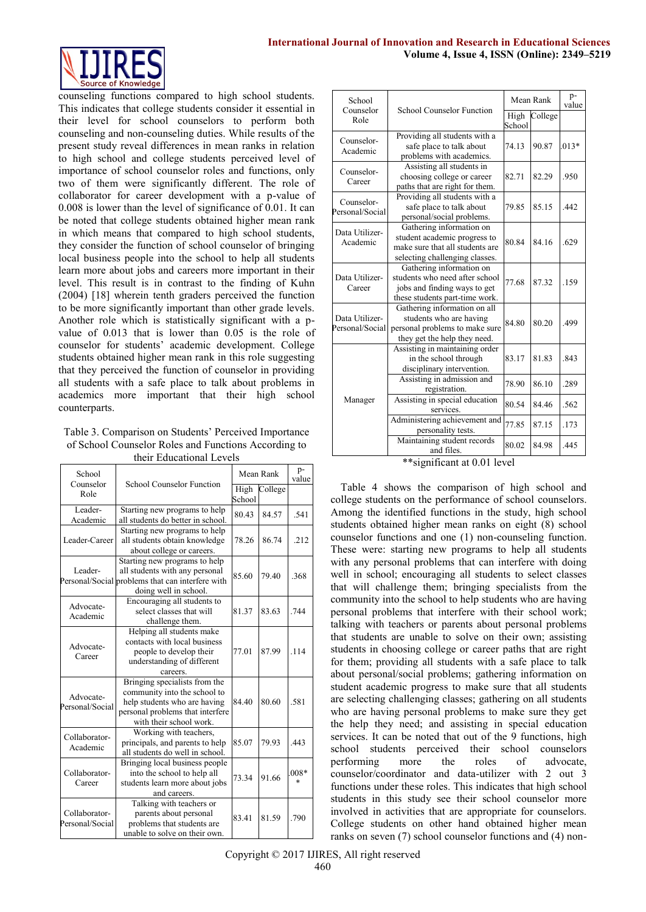counseling functions compared to high school students. This indicates that college students consider it essential in their level for school counselors to perform both counseling and non-counseling duties. While results of the present study reveal differences in mean ranks in relation to high school and college students perceived level of importance of school counselor roles and functions, only two of them were significantly different. The role of collaborator for career development with a p-value of 0.008 is lower than the level of significance of 0.01. It can be noted that college students obtained higher mean rank in which means that compared to high school students, they consider the function of school counselor of bringing local business people into the school to help all students learn more about jobs and careers more important in their level. This result is in contrast to the finding of Kuhn (2004) [18] wherein tenth graders perceived the function to be more significantly important than other grade levels. Another role which is statistically significant with a p-value of 0.013 that is lower than 0.05 is the role of counselor for students' academic development. College students obtained higher mean rank in this role suggesting that they perceived the function of counselor in providing all students with a safe place to talk about problems in academics more important that their high school counterparts.

Table 3. Comparison on Students' Perceived Importance of School Counselor Roles and Functions According to their Educational Levels

| School Counselor Role | School Counselor Function | Mean Rank | | p-value |
|---|---|---|---|---|
| | | High School | College | |
| Leader-Academic | Starting new programs to help all students do better in school. | 80.43 | 84.57 | .541 |
| Leader-Career | Starting new programs to help all students obtain knowledge about college or careers. | 78.26 | 86.74 | .212 |
| Leader-Personal/Social | Starting new programs to help all students with any personal problems that can interfere with doing well in school. | 85.60 | 79.40 | .368 |
| Advocate-Academic | Encouraging all students to select classes that will challenge them. | 81.37 | 83.63 | .744 |
| Advocate-Career | Helping all students make contacts with local business people to develop their understanding of different careers. | 77.01 | 87.99 | .114 |
| Advocate-Personal/Social | Bringing specialists from the community into the school to help students who are having personal problems that interfere with their school work. | 84.40 | 80.60 | .581 |
| Collaborator-Academic | Working with teachers, principals, and parents to help all students do well in school. | 85.07 | 79.93 | .443 |
| Collaborator-Career | Bringing local business people into the school to help all students learn more about jobs and careers. | 73.34 | 91.66 | .008** |
| Collaborator-Personal/Social | Talking with teachers or parents about personal problems that students are unable to solve on their own. | 83.41 | 81.59 | .790 |
| Counselor-Academic | Providing all students with a safe place to talk about problems with academics. | 74.13 | 90.87 | .013* |
| Counselor-Career | Assisting all students in choosing college or career paths that are right for them. | 82.71 | 82.29 | .950 |
| Counselor-Personal/Social | Providing all students with a safe place to talk about personal/social problems. | 79.85 | 85.15 | .442 |
| Data Utilizer-Academic | Gathering information on student academic progress to make sure that all students are selecting challenging classes. | 80.84 | 84.16 | .629 |
| Data Utilizer-Career | Gathering information on students who need after school jobs and finding ways to get these students part-time work. | 77.68 | 87.32 | .159 |
| Data Utilizer-Personal/Social | Gathering information on all students who are having personal problems to make sure they get the help they need. | 84.80 | 80.20 | .499 |
| Manager | Assisting in maintaining order in the school through disciplinary intervention. | 83.17 | 81.83 | .843 |
| | Assisting in admission and registration. | 78.90 | 86.10 | .289 |
| | Assisting in special education services. | 80.54 | 84.46 | .562 |
| | Administering achievement and personality tests. | 77.85 | 87.15 | .173 |
| | Maintaining student records and files. | 80.02 | 84.98 | .445 |

**significant at 0.01 level

Table 4 shows the comparison of high school and college students on the performance of school counselors. Among the identified functions in the study, high school students obtained higher mean ranks on eight (8) school counselor functions and one (1) non-counseling function. These were: starting new programs to help all students with any personal problems that can interfere with doing well in school; encouraging all students to select classes that will challenge them; bringing specialists from the community into the school to help students who are having personal problems that interfere with their school work; talking with teachers or parents about personal problems that students are unable to solve on their own; assisting students in choosing college or career paths that are right for them; providing all students with a safe place to talk about personal/social problems; gathering information on student academic progress to make sure that all students are selecting challenging classes; gathering on all students who are having personal problems to make sure they get the help they need; and assisting in special education services. It can be noted that out of the 9 functions, high school students perceived their school counselors performing more the roles of advocate, counselor/coordinator and data-utilizer with 2 out 3 functions under these roles. This indicates that high school students in this study see their school counselor more involved in activities that are appropriate for counselors. College students on other hand obtained higher mean ranks on seven (7) school counselor functions and (4) non-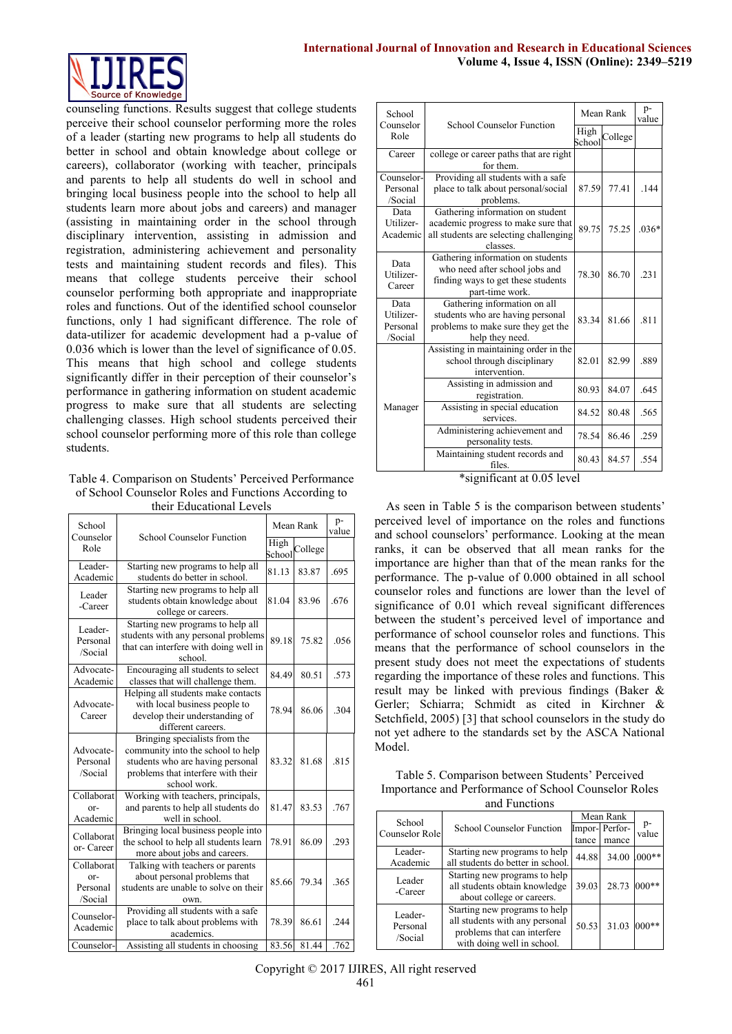counseling functions. Results suggest that college students perceive their school counselor performing more the roles of a leader (starting new programs to help all students do better in school and obtain knowledge about college or careers), collaborator (working with teacher, principals and parents to help all students do well in school and bringing local business people into the school to help all students learn more about jobs and careers) and manager (assisting in maintaining order in the school through disciplinary intervention, assisting in admission and registration, administering achievement and personality tests and maintaining student records and files). This means that college students perceive their school counselor performing both appropriate and inappropriate roles and functions. Out of the identified school counselor functions, only 1 had significant difference. The role of data-utilizer for academic development had a p-value of 0.036 which is lower than the level of significance of 0.05. This means that high school and college students significantly differ in their perception of their counselor's performance in gathering information on student academic progress to make sure that all students are selecting challenging classes. High school students perceived their school counselor performing more of this role than college students.

Table 4. Comparison on Students' Perceived Performance of School Counselor Roles and Functions According to their Educational Levels

| School Counselor Role | School Counselor Function | Mean Rank | | p-value |
|---|---|---|---|---|
| | | High School | College | |
| Leader-Academic | Starting new programs to help all students do better in school. | 81.13 | 83.87 | .695 |
| Leader -Career | Starting new programs to help all students obtain knowledge about college or careers. | 81.04 | 83.96 | .676 |
| Leader-Personal /Social | Starting new programs to help all students with any personal problems that can interfere with doing well in school. | 89.18 | 75.82 | .056 |
| Advocate-Academic | Encouraging all students to select classes that will challenge them. | 84.49 | 80.51 | .573 |
| Advocate-Career | Helping all students make contacts with local business people to develop their understanding of different careers. | 78.94 | 86.06 | .304 |
| Advocate-Personal /Social | Bringing specialists from the community into the school to help students who are having personal problems that interfere with their school work. | 83.32 | 81.68 | .815 |
| Collaborator-Academic | Working with teachers, principals, and parents to help all students do well in school. | 81.47 | 83.53 | .767 |
| Collaborator- Career | Bringing local business people into the school to help all students learn more about jobs and careers. | 78.91 | 86.09 | .293 |
| Collaborator-Personal /Social | Talking with teachers or parents about personal problems that students are unable to solve on their own. | 85.66 | 79.34 | .365 |
| Counselor-Academic | Providing all students with a safe place to talk about problems with academics. | 78.39 | 86.61 | .244 |
| Counselor-Career | Assisting all students in choosing college or career paths that are right for them. | 83.56 | 81.44 | .762 |
| Counselor-Personal /Social | Providing all students with a safe place to talk about personal/social problems. | 87.59 | 77.41 | .144 |
| Data Utilizer-Academic | Gathering information on student academic progress to make sure that all students are selecting challenging classes. | 89.75 | 75.25 | .036* |
| Data Utilizer-Career | Gathering information on students who need after school jobs and finding ways to get these students part-time work. | 78.30 | 86.70 | .231 |
| Data Utilizer-Personal /Social | Gathering information on all students who are having personal problems to make sure they get the help they need. | 83.34 | 81.66 | .811 |
| Manager | Assisting in maintaining order in the school through disciplinary intervention. | 82.01 | 82.99 | .889 |
| | Assisting in admission and registration. | 80.93 | 84.07 | .645 |
| | Assisting in special education services. | 84.52 | 80.48 | .565 |
| | Administering achievement and personality tests. | 78.54 | 86.46 | .259 |
| | Maintaining student records and files. | 80.43 | 84.57 | .554 |

*significant at 0.05 level

As seen in Table 5 is the comparison between students' perceived level of importance on the roles and functions and school counselors' performance. Looking at the mean ranks, it can be observed that all mean ranks for the importance are higher than that of the mean ranks for the performance. The p-value of 0.000 obtained in all school counselor roles and functions are lower than the level of significance of 0.01 which reveal significant differences between the student's perceived level of importance and performance of school counselor roles and functions. This means that the performance of school counselors in the present study does not meet the expectations of students regarding the importance of these roles and functions. This result may be linked with previous findings (Baker & Gerler; Schiarra; Schmidt as cited in Kirchner & Setchfield, 2005) [3] that school counselors in the study do not yet adhere to the standards set by the ASCA National Model.

Table 5. Comparison between Students' Perceived Importance and Performance of School Counselor Roles and Functions

| School Counselor Role | School Counselor Function | Mean Rank | | p-value |
|---|---|---|---|---|
| | | Importance | Performance | |
| Leader-Academic | Starting new programs to help all students do better in school. | 44.88 | 34.00 | .000** |
| Leader -Career | Starting new programs to help all students obtain knowledge about college or careers. | 39.03 | 28.73 | 000** |
| Leader-Personal /Social | Starting new programs to help all students with any personal problems that can interfere with doing well in school. | 50.53 | 31.03 | 000** |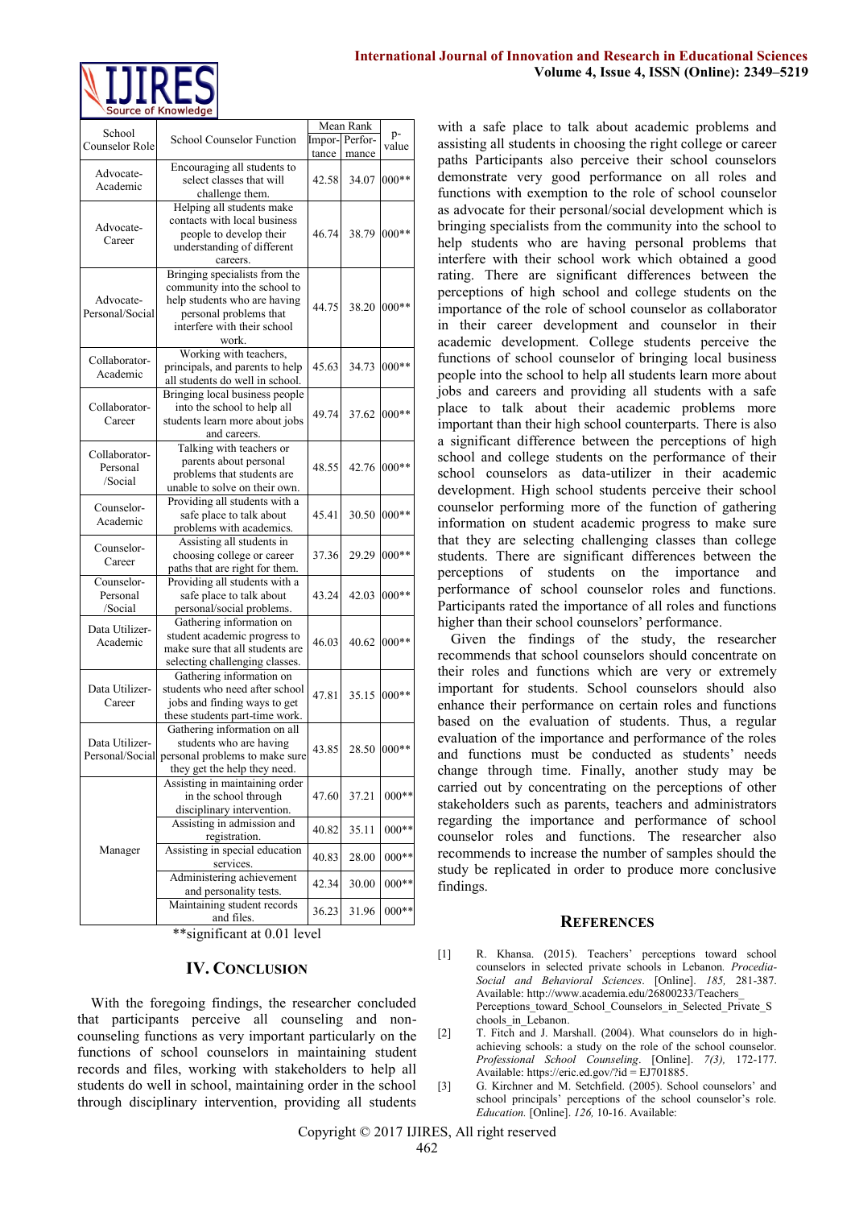| School Counselor Role | School Counselor Function | Mean Rank | | p-value |
|---|---|---|---|---|
| | | Importance | Performance | |
| Advocate-Academic | Encouraging all students to select classes that will challenge them. | 42.58 | 34.07 | 000** |
| Advocate-Career | Helping all students make contacts with local business people to develop their understanding of different careers. | 46.74 | 38.79 | 000** |
| Advocate-Personal/Social | Bringing specialists from the community into the school to help students who are having personal problems that interfere with their school work. | 44.75 | 38.20 | 000** |
| Collaborator-Academic | Working with teachers, principals, and parents to help all students do well in school. | 45.63 | 34.73 | 000** |
| Collaborator-Career | Bringing local business people into the school to help all students learn more about jobs and careers. | 49.74 | 37.62 | 000** |
| Collaborator-Personal /Social | Talking with teachers or parents about personal problems that students are unable to solve on their own. | 48.55 | 42.76 | 000** |
| Counselor-Academic | Providing all students with a safe place to talk about problems with academics. | 45.41 | 30.50 | 000** |
| Counselor-Career | Assisting all students in choosing college or career paths that are right for them. | 37.36 | 29.29 | 000** |
| Counselor-Personal /Social | Providing all students with a safe place to talk about personal/social problems. | 43.24 | 42.03 | 000** |
| Data Utilizer-Academic | Gathering information on student academic progress to make sure that all students are selecting challenging classes. | 46.03 | 40.62 | 000** |
| Data Utilizer-Career | Gathering information on students who need after school jobs and finding ways to get these students part-time work. | 47.81 | 35.15 | 000** |
| Data Utilizer-Personal/Social | Gathering information on all students who are having personal problems to make sure they get the help they need. | 43.85 | 28.50 | 000** |
| Manager | Assisting in maintaining order in the school through disciplinary intervention. | 47.60 | 37.21 | 000** |
| | Assisting in admission and registration. | 40.82 | 35.11 | 000** |
| | Assisting in special education services. | 40.83 | 28.00 | 000** |
| | Administering achievement and personality tests. | 42.34 | 30.00 | 000** |
| | Maintaining student records and files. | 36.23 | 31.96 | 000** |

**significant at 0.01 level

## IV. Conclusion

With the foregoing findings, the researcher concluded that participants perceive all counseling and non-counseling functions as very important particularly on the functions of school counselors in maintaining student records and files, working with stakeholders to help all students do well in school, maintaining order in the school through disciplinary intervention, providing all students with a safe place to talk about academic problems and assisting all students in choosing the right college or career paths Participants also perceive their school counselors demonstrate very good performance on all roles and functions with exemption to the role of school counselor as advocate for their personal/social development which is bringing specialists from the community into the school to help students who are having personal problems that interfere with their school work which obtained a good rating. There are significant differences between the perceptions of high school and college students on the importance of the role of school counselor as collaborator in their career development and counselor in their academic development. College students perceive the functions of school counselor of bringing local business people into the school to help all students learn more about jobs and careers and providing all students with a safe place to talk about their academic problems more important than their high school counterparts. There is also a significant difference between the perceptions of high school and college students on the performance of their school counselors as data-utilizer in their academic development. High school students perceive their school counselor performing more of the function of gathering information on student academic progress to make sure that they are selecting challenging classes than college students. There are significant differences between the perceptions of students on the importance and performance of school counselor roles and functions. Participants rated the importance of all roles and functions higher than their school counselors' performance.

Given the findings of the study, the researcher recommends that school counselors should concentrate on their roles and functions which are very or extremely important for students. School counselors should also enhance their performance on certain roles and functions based on the evaluation of students. Thus, a regular evaluation of the importance and performance of the roles and functions must be conducted as students' needs change through time. Finally, another study may be carried out by concentrating on the perceptions of other stakeholders such as parents, teachers and administrators regarding the importance and performance of school counselor roles and functions. The researcher also recommends to increase the number of samples should the study be replicated in order to produce more conclusive findings.

## References

[1] R. Khansa. (2015). Teachers' perceptions toward school counselors in selected private schools in Lebanon. *Procedia-Social and Behavioral Sciences*. [Online]. *185,* 281-387. Available: http://www.academia.edu/26800233/Teachers_Perceptions_toward_School_Counselors_in_Selected_Private_Schools_in_Lebanon.

[2] T. Fitch and J. Marshall. (2004). What counselors do in high-achieving schools: a study on the role of the school counselor. *Professional School Counseling*. [Online]. *7(3),* 172-177. Available: https://eric.ed.gov/?id = EJ701885.

[3] G. Kirchner and M. Setchfield. (2005). School counselors' and school principals' perceptions of the school counselor's role. *Education*. [Online]. *126,* 10-16. Available: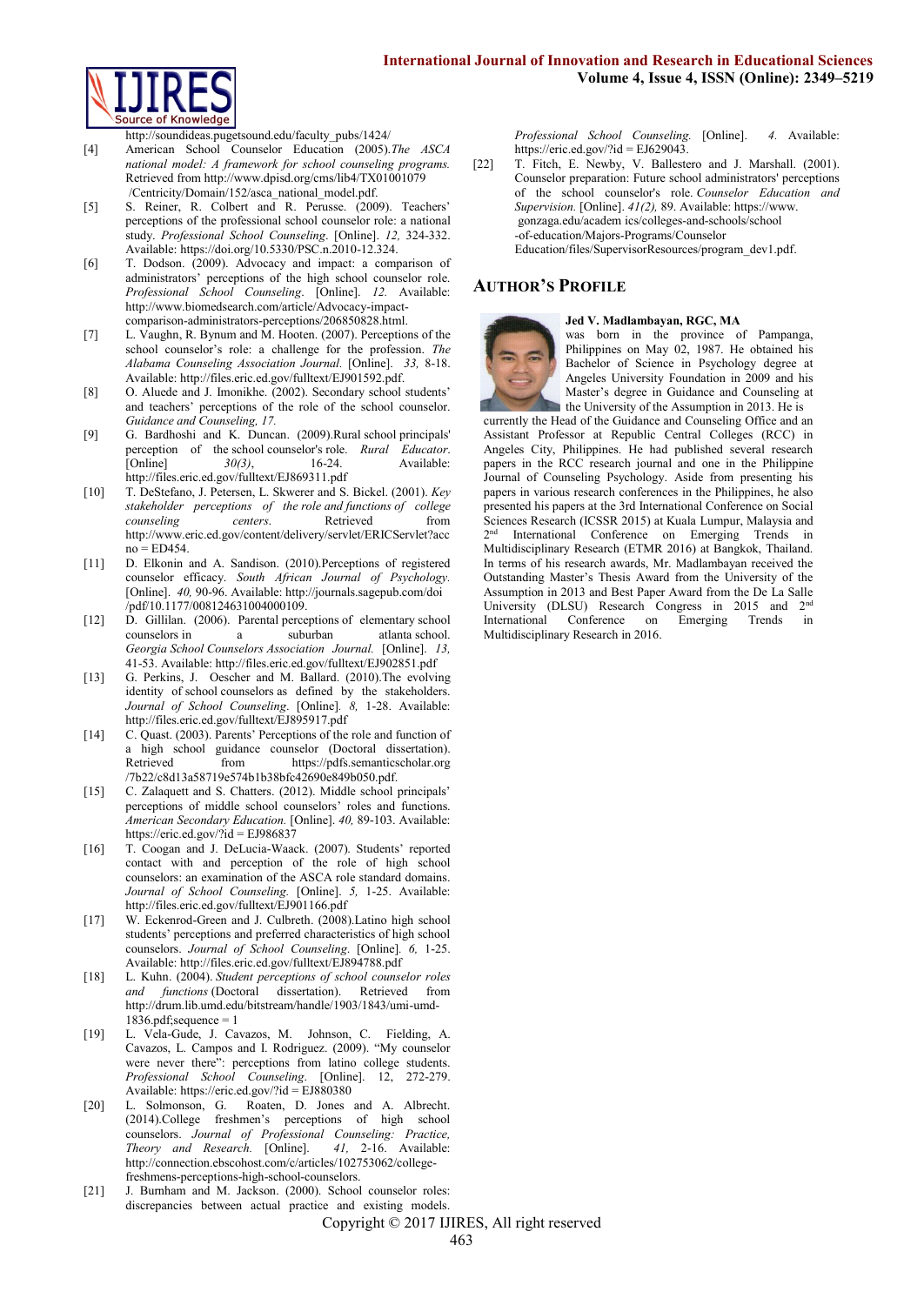http://soundideas.pugetsound.edu/faculty_pubs/1424/

[4] American School Counselor Education (2005). *The ASCA national model: A framework for school counseling programs.* Retrieved from http://www.dpisd.org/cms/lib4/TX01001079 /Centricity/Domain/152/asca_national_model.pdf.

[5] S. Reiner, R. Colbert and R. Perusse. (2009). Teachers' perceptions of the professional school counselor role: a national study. *Professional School Counseling*. [Online]. *12,* 324-332. Available: https://doi.org/10.5330/PSC.n.2010-12.324.

[6] T. Dodson. (2009). Advocacy and impact: a comparison of administrators' perceptions of the high school counselor role. *Professional School Counseling*. [Online]. *12.* Available: http://www.biomedsearch.com/article/Advocacy-impact-comparison-administrators-perceptions/206850828.html.

[7] L. Vaughn, R. Bynum and M. Hooten. (2007). Perceptions of the school counselor's role: a challenge for the profession. *The Alabama Counseling Association Journal.* [Online]. *33,* 8-18. Available: http://files.eric.ed.gov/fulltext/EJ901592.pdf.

[8] O. Aluede and J. Imonikhe. (2002). Secondary school students' and teachers' perceptions of the role of the school counselor. *Guidance and Counseling, 17.*

[9] G. Bardhoshi and K. Duncan. (2009).Rural school principals' perception of the school counselor's role. *Rural Educator.* [Online] *30(3)*, 16-24. Available: http://files.eric.ed.gov/fulltext/EJ869311.pdf

[10] T. DeStefano, J. Petersen, L. Skwerer and S. Bickel. (2001). *Key stakeholder perceptions of the role and functions of college counseling centers.* Retrieved from http://www.eric.ed.gov/content/delivery/servlet/ERICServlet?accno = ED454.

[11] D. Elkonin and A. Sandison. (2010).Perceptions of registered counselor efficacy. *South African Journal of Psychology.* [Online]. *40,* 90-96. Available: http://journals.sagepub.com/doi /pdf/10.1177/008124631004000109.

[12] D. Gillilan. (2006). Parental perceptions of elementary school counselors in a suburban atlanta school. *Georgia School Counselors Association Journal.* [Online]. *13,* 41-53. Available: http://files.eric.ed.gov/fulltext/EJ902851.pdf

[13] G. Perkins, J. Oescher and M. Ballard. (2010).The evolving identity of school counselors as defined by the stakeholders. *Journal of School Counseling*. [Online]. *8,* 1-28. Available: http://files.eric.ed.gov/fulltext/EJ895917.pdf

[14] C. Quast. (2003). Parents' Perceptions of the role and function of a high school guidance counselor (Doctoral dissertation). Retrieved from https://pdfs.semanticscholar.org /7b22/c8d13a58719e574b1b38bfc42690e849b050.pdf.

[15] C. Zalaquett and S. Chatters. (2012). Middle school principals' perceptions of middle school counselors' roles and functions. *American Secondary Education.* [Online]. *40,* 89-103. Available: https://eric.ed.gov/?id = EJ986837

[16] T. Coogan and J. DeLucia-Waack. (2007). Students' reported contact with and perception of the role of high school counselors: an examination of the ASCA role standard domains. *Journal of School Counseling.* [Online]. *5,* 1-25. Available: http://files.eric.ed.gov/fulltext/EJ901166.pdf

[17] W. Eckenrod-Green and J. Culbreth. (2008).Latino high school students' perceptions and preferred characteristics of high school counselors. *Journal of School Counseling*. [Online]. *6,* 1-25. Available: http://files.eric.ed.gov/fulltext/EJ894788.pdf

[18] L. Kuhn. (2004). *Student perceptions of school counselor roles and functions* (Doctoral dissertation). Retrieved from http://drum.lib.umd.edu/bitstream/handle/1903/1843/umi-umd-1836.pdf;sequence = 1

[19] L. Vela-Gude, J. Cavazos, M. Johnson, C. Fielding, A. Cavazos, L. Campos and I. Rodriguez. (2009). "My counselor were never there": perceptions from latino college students. *Professional School Counseling*. [Online]. 12, 272-279. Available: https://eric.ed.gov/?id = EJ880380

[20] L. Solmonson, G. Roaten, D. Jones and A. Albrecht. (2014).College freshmen's perceptions of high school counselors. *Journal of Professional Counseling: Practice, Theory and Research.* [Online]. *41,* 2-16. Available: http://connection.ebscohost.com/c/articles/102753062/college-freshmens-perceptions-high-school-counselors.

[21] J. Burnham and M. Jackson. (2000). School counselor roles: discrepancies between actual practice and existing models. *Professional School Counseling.* [Online]. *4.* Available: https://eric.ed.gov/?id = EJ629043.

[22] T. Fitch, E. Newby, V. Ballestero and J. Marshall. (2001). Counselor preparation: Future school administrators' perceptions of the school counselor's role. *Counselor Education and Supervision.* [Online]. *41(2),* 89. Available: https://www.gonzaga.edu/academ ics/colleges-and-schools/school -of-education/Majors-Programs/Counselor Education/files/SupervisorResources/program_dev1.pdf.

## Author's Profile

**Jed V. Madlambayan, RGC, MA**
was born in the province of Pampanga, Philippines on May 02, 1987. He obtained his Bachelor of Science in Psychology degree at Angeles University Foundation in 2009 and his Master's degree in Guidance and Counseling at the University of the Assumption in 2013. He is currently the Head of the Guidance and Counseling Office and an Assistant Professor at Republic Central Colleges (RCC) in Angeles City, Philippines. He had published several research papers in the RCC research journal and one in the Philippine Journal of Counseling Psychology. Aside from presenting his papers in various research conferences in the Philippines, he also presented his papers at the 3rd International Conference on Social Sciences Research (ICSSR 2015) at Kuala Lumpur, Malaysia and 2nd International Conference on Emerging Trends in Multidisciplinary Research (ETMR 2016) at Bangkok, Thailand. In terms of his research awards, Mr. Madlambayan received the Outstanding Master's Thesis Award from the University of the Assumption in 2013 and Best Paper Award from the De La Salle University (DLSU) Research Congress in 2015 and 2nd International Conference on Emerging Trends in Multidisciplinary Research in 2016.